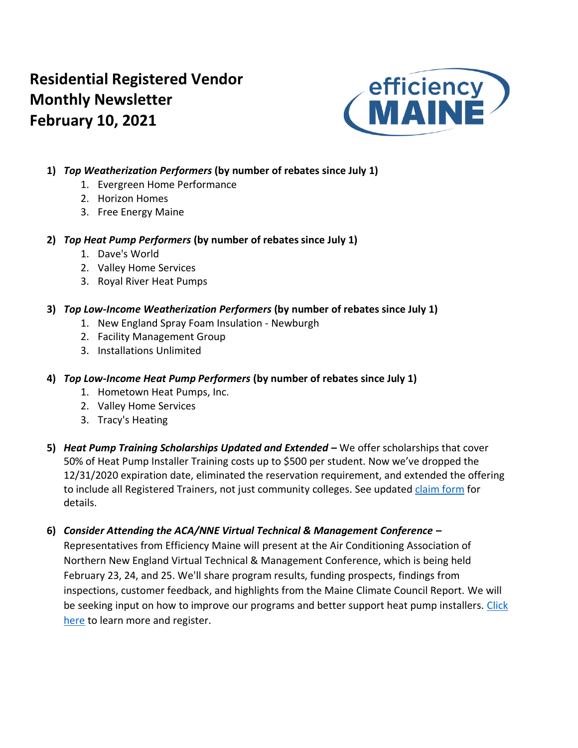# Residential Registered Vendor Monthly Newsletter February 10, 2021

efficiency MAINE

1) ***Top Weatherization Performers*** **(by number of rebates since July 1)**
   1. Evergreen Home Performance
   2. Horizon Homes
   3. Free Energy Maine

2) ***Top Heat Pump Performers*** **(by number of rebates since July 1)**
   1. Dave's World
   2. Valley Home Services
   3. Royal River Heat Pumps

3) ***Top Low-Income Weatherization Performers*** **(by number of rebates since July 1)**
   1. New England Spray Foam Insulation - Newburgh
   2. Facility Management Group
   3. Installations Unlimited

4) ***Top Low-Income Heat Pump Performers*** **(by number of rebates since July 1)**
   1. Hometown Heat Pumps, Inc.
   2. Valley Home Services
   3. Tracy's Heating

5) ***Heat Pump Training Scholarships Updated and Extended –*** We offer scholarships that cover 50% of Heat Pump Installer Training costs up to $500 per student. Now we've dropped the 12/31/2020 expiration date, eliminated the reservation requirement, and extended the offering to include all Registered Trainers, not just community colleges. See updated claim form for details.

6) ***Consider Attending the ACA/NNE Virtual Technical & Management Conference –*** Representatives from Efficiency Maine will present at the Air Conditioning Association of Northern New England Virtual Technical & Management Conference, which is being held February 23, 24, and 25. We'll share program results, funding prospects, findings from inspections, customer feedback, and highlights from the Maine Climate Council Report. We will be seeking input on how to improve our programs and better support heat pump installers. Click here to learn more and register.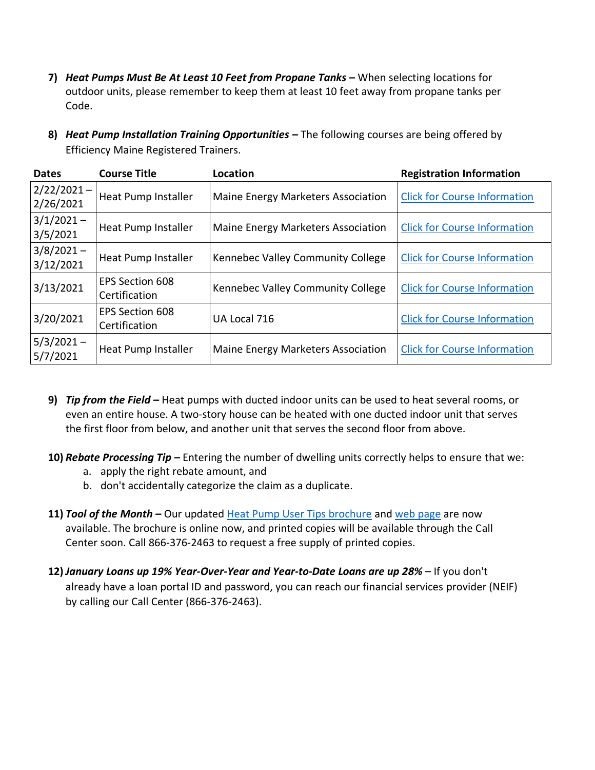7) ***Heat Pumps Must Be At Least 10 Feet from Propane Tanks –*** When selecting locations for outdoor units, please remember to keep them at least 10 feet away from propane tanks per Code.

8) ***Heat Pump Installation Training Opportunities –*** The following courses are being offered by Efficiency Maine Registered Trainers.

| Dates | Course Title | Location | Registration Information |
|---|---|---|---|
| 2/22/2021 – 2/26/2021 | Heat Pump Installer | Maine Energy Marketers Association | Click for Course Information |
| 3/1/2021 – 3/5/2021 | Heat Pump Installer | Maine Energy Marketers Association | Click for Course Information |
| 3/8/2021 – 3/12/2021 | Heat Pump Installer | Kennebec Valley Community College | Click for Course Information |
| 3/13/2021 | EPS Section 608 Certification | Kennebec Valley Community College | Click for Course Information |
| 3/20/2021 | EPS Section 608 Certification | UA Local 716 | Click for Course Information |
| 5/3/2021 – 5/7/2021 | Heat Pump Installer | Maine Energy Marketers Association | Click for Course Information |

9) ***Tip from the Field –*** Heat pumps with ducted indoor units can be used to heat several rooms, or even an entire house. A two-story house can be heated with one ducted indoor unit that serves the first floor from below, and another unit that serves the second floor from above.

10) ***Rebate Processing Tip –*** Entering the number of dwelling units correctly helps to ensure that we:
    a. apply the right rebate amount, and
    b. don't accidentally categorize the claim as a duplicate.

11) ***Tool of the Month –*** Our updated Heat Pump User Tips brochure and web page are now available. The brochure is online now, and printed copies will be available through the Call Center soon. Call 866-376-2463 to request a free supply of printed copies.

12) ***January Loans up 19% Year-Over-Year and Year-to-Date Loans are up 28%*** – If you don't already have a loan portal ID and password, you can reach our financial services provider (NEIF) by calling our Call Center (866-376-2463).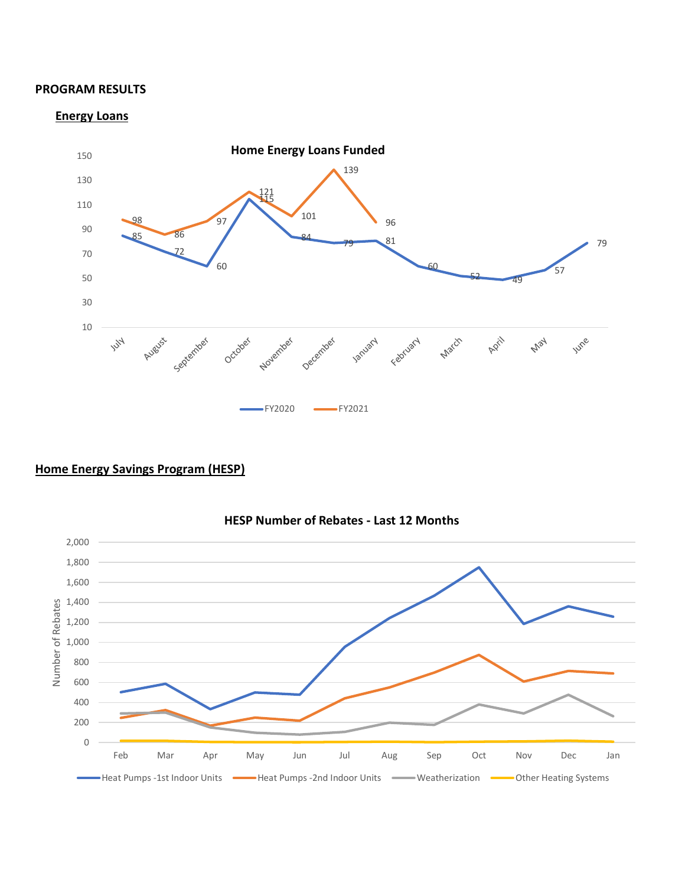# PROGRAM RESULTS

## Energy Loans

**Home Energy Loans Funded**

| Month | FY2020 | FY2021 |
|---|---|---|
| July | 85 | 98 |
| August | 72 | 86 |
| September | 60 | 97 |
| October | 115 | 121 |
| November | 84 | 101 |
| December | 79 | 139 |
| January | 81 | 96 |
| February | 60 | |
| March | 52 | |
| April | 49 | |
| May | 57 | |
| June | 79 | |

## Home Energy Savings Program (HESP)

**HESP Number of Rebates - Last 12 Months**

Y-axis: Number of Rebates (0 to 2,000)

X-axis: Feb, Mar, Apr, May, Jun, Jul, Aug, Sep, Oct, Nov, Dec, Jan

Legend: Heat Pumps -1st Indoor Units, Heat Pumps -2nd Indoor Units, Weatherization, Other Heating Systems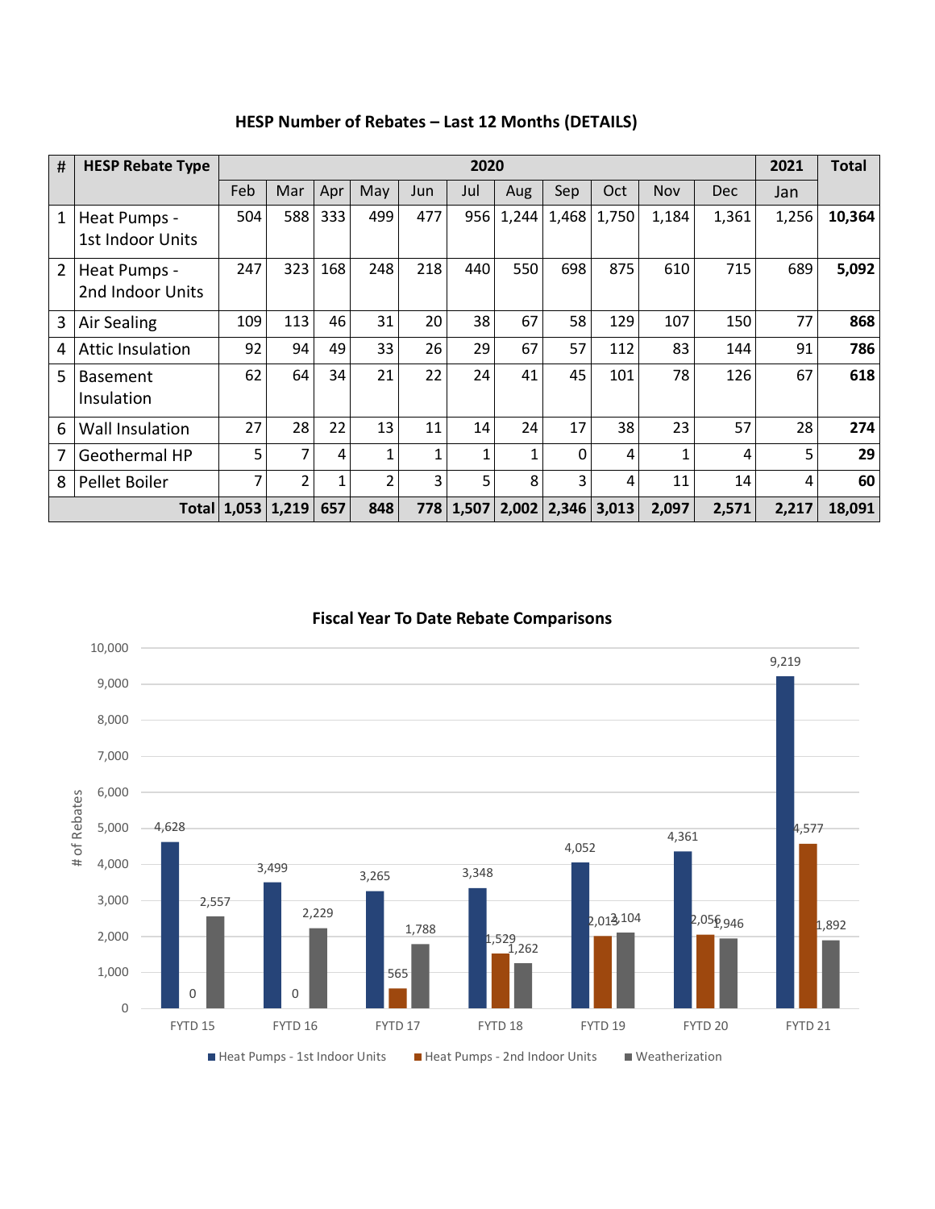## HESP Number of Rebates – Last 12 Months (DETAILS)

| # | HESP Rebate Type | 2020 | | | | | | | | | | | 2021 | Total |
|---|---|---|---|---|---|---|---|---|---|---|---|---|---|---|
| | | Feb | Mar | Apr | May | Jun | Jul | Aug | Sep | Oct | Nov | Dec | Jan | |
| 1 | Heat Pumps - 1st Indoor Units | 504 | 588 | 333 | 499 | 477 | 956 | 1,244 | 1,468 | 1,750 | 1,184 | 1,361 | 1,256 | **10,364** |
| 2 | Heat Pumps - 2nd Indoor Units | 247 | 323 | 168 | 248 | 218 | 440 | 550 | 698 | 875 | 610 | 715 | 689 | **5,092** |
| 3 | Air Sealing | 109 | 113 | 46 | 31 | 20 | 38 | 67 | 58 | 129 | 107 | 150 | 77 | **868** |
| 4 | Attic Insulation | 92 | 94 | 49 | 33 | 26 | 29 | 67 | 57 | 112 | 83 | 144 | 91 | **786** |
| 5 | Basement Insulation | 62 | 64 | 34 | 21 | 22 | 24 | 41 | 45 | 101 | 78 | 126 | 67 | **618** |
| 6 | Wall Insulation | 27 | 28 | 22 | 13 | 11 | 14 | 24 | 17 | 38 | 23 | 57 | 28 | **274** |
| 7 | Geothermal HP | 5 | 7 | 4 | 1 | 1 | 1 | 1 | 0 | 4 | 1 | 4 | 5 | **29** |
| 8 | Pellet Boiler | 7 | 2 | 1 | 2 | 3 | 5 | 8 | 3 | 4 | 11 | 14 | 4 | **60** |
| | **Total** | **1,053** | **1,219** | **657** | **848** | **778** | **1,507** | **2,002** | **2,346** | **3,013** | **2,097** | **2,571** | **2,217** | **18,091** |

## Fiscal Year To Date Rebate Comparisons

| | Heat Pumps - 1st Indoor Units | Heat Pumps - 2nd Indoor Units | Weatherization |
|---|---|---|---|
| FYTD 15 | 4,628 | 0 | 2,557 |
| FYTD 16 | 3,499 | 0 | 2,229 |
| FYTD 17 | 3,265 | 565 | 1,788 |
| FYTD 18 | 3,348 | 1,529 | 1,262 |
| FYTD 19 | 4,052 | 2,013 | 2,104 |
| FYTD 20 | 4,361 | 2,056 | 1,946 |
| FYTD 21 | 9,219 | 4,577 | 1,892 |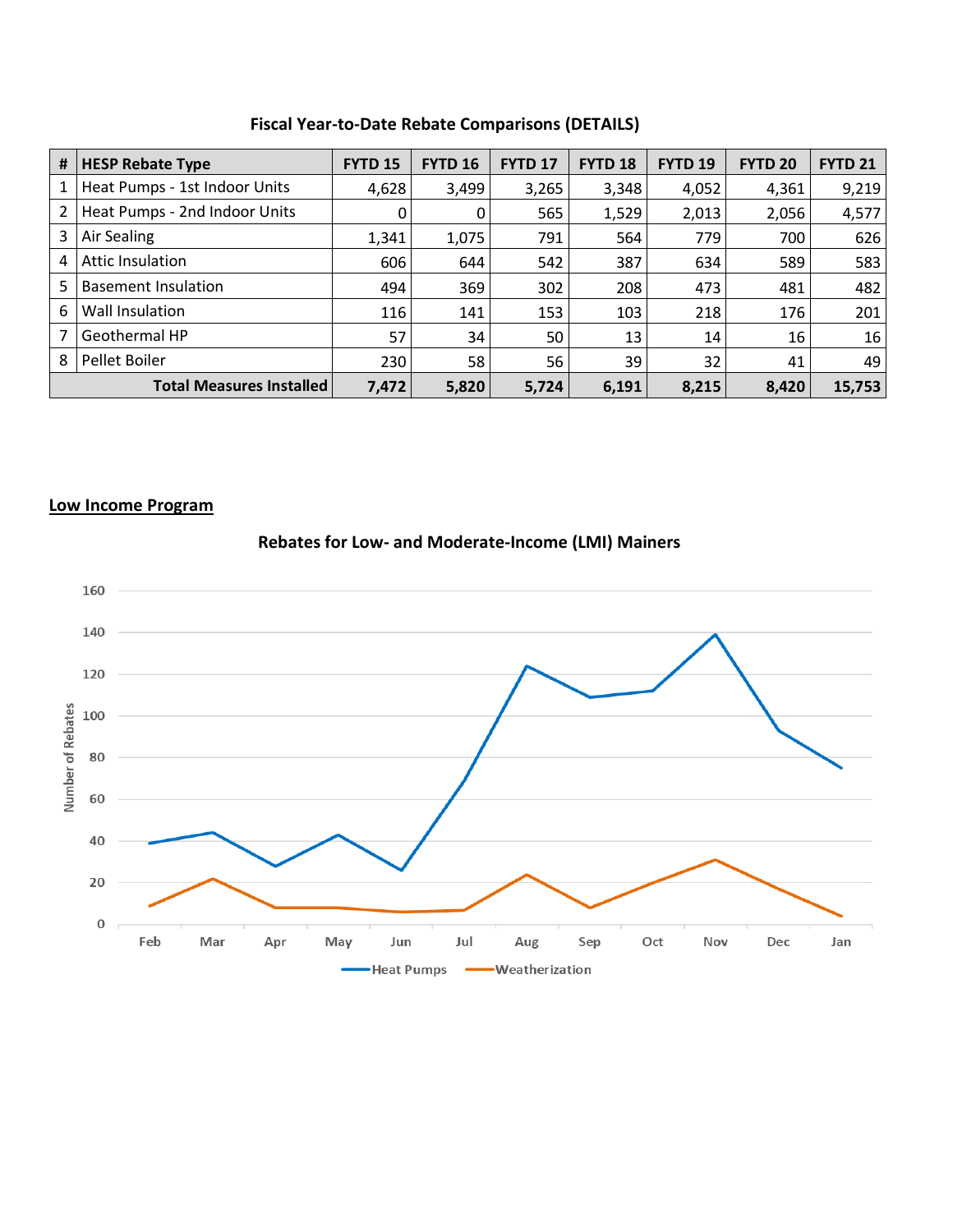### Fiscal Year-to-Date Rebate Comparisons (DETAILS)

| # | HESP Rebate Type | FYTD 15 | FYTD 16 | FYTD 17 | FYTD 18 | FYTD 19 | FYTD 20 | FYTD 21 |
|---|---|---|---|---|---|---|---|---|
| 1 | Heat Pumps - 1st Indoor Units | 4,628 | 3,499 | 3,265 | 3,348 | 4,052 | 4,361 | 9,219 |
| 2 | Heat Pumps - 2nd Indoor Units | 0 | 0 | 565 | 1,529 | 2,013 | 2,056 | 4,577 |
| 3 | Air Sealing | 1,341 | 1,075 | 791 | 564 | 779 | 700 | 626 |
| 4 | Attic Insulation | 606 | 644 | 542 | 387 | 634 | 589 | 583 |
| 5 | Basement Insulation | 494 | 369 | 302 | 208 | 473 | 481 | 482 |
| 6 | Wall Insulation | 116 | 141 | 153 | 103 | 218 | 176 | 201 |
| 7 | Geothermal HP | 57 | 34 | 50 | 13 | 14 | 16 | 16 |
| 8 | Pellet Boiler | 230 | 58 | 56 | 39 | 32 | 41 | 49 |
| | **Total Measures Installed** | **7,472** | **5,820** | **5,724** | **6,191** | **8,215** | **8,420** | **15,753** |

## Low Income Program

### Rebates for Low- and Moderate-Income (LMI) Mainers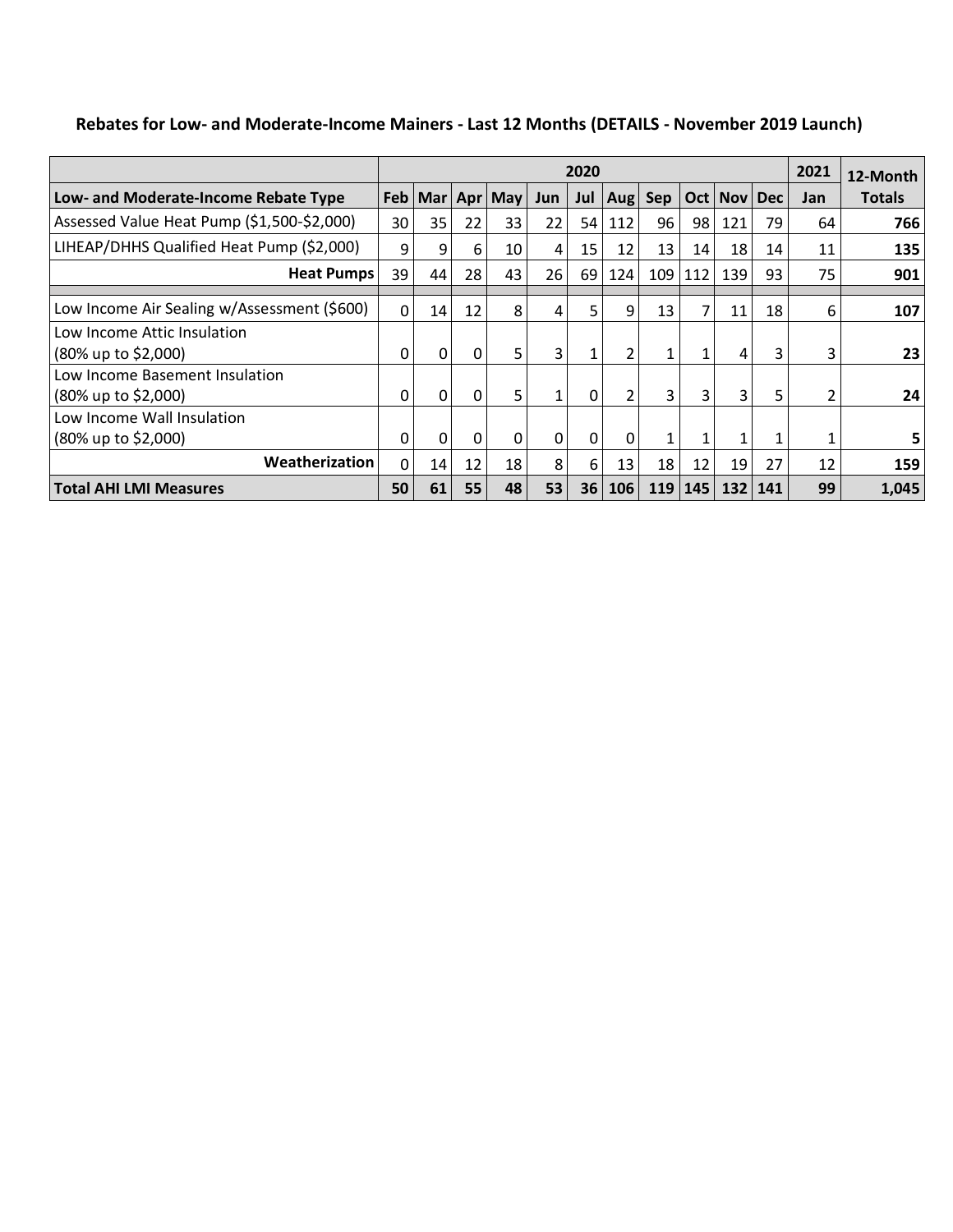**Rebates for Low- and Moderate-Income Mainers - Last 12 Months (DETAILS - November 2019 Launch)**

| | 2020 | | | | | | | | | | | 2021 | 12-Month |
|---|---|---|---|---|---|---|---|---|---|---|---|---|---|
| **Low- and Moderate-Income Rebate Type** | **Feb** | **Mar** | **Apr** | **May** | **Jun** | **Jul** | **Aug** | **Sep** | **Oct** | **Nov** | **Dec** | **Jan** | **Totals** |
| Assessed Value Heat Pump ($1,500-$2,000) | 30 | 35 | 22 | 33 | 22 | 54 | 112 | 96 | 98 | 121 | 79 | 64 | **766** |
| LIHEAP/DHHS Qualified Heat Pump ($2,000) | 9 | 9 | 6 | 10 | 4 | 15 | 12 | 13 | 14 | 18 | 14 | 11 | **135** |
| **Heat Pumps** | 39 | 44 | 28 | 43 | 26 | 69 | 124 | 109 | 112 | 139 | 93 | 75 | **901** |
| Low Income Air Sealing w/Assessment ($600) | 0 | 14 | 12 | 8 | 4 | 5 | 9 | 13 | 7 | 11 | 18 | 6 | **107** |
| Low Income Attic Insulation (80% up to $2,000) | 0 | 0 | 0 | 5 | 3 | 1 | 2 | 1 | 1 | 4 | 3 | 3 | **23** |
| Low Income Basement Insulation (80% up to $2,000) | 0 | 0 | 0 | 5 | 1 | 0 | 2 | 3 | 3 | 3 | 5 | 2 | **24** |
| Low Income Wall Insulation (80% up to $2,000) | 0 | 0 | 0 | 0 | 0 | 0 | 0 | 1 | 1 | 1 | 1 | 1 | **5** |
| **Weatherization** | 0 | 14 | 12 | 18 | 8 | 6 | 13 | 18 | 12 | 19 | 27 | 12 | **159** |
| **Total AHI LMI Measures** | **50** | **61** | **55** | **48** | **53** | **36** | **106** | **119** | **145** | **132** | **141** | **99** | **1,045** |